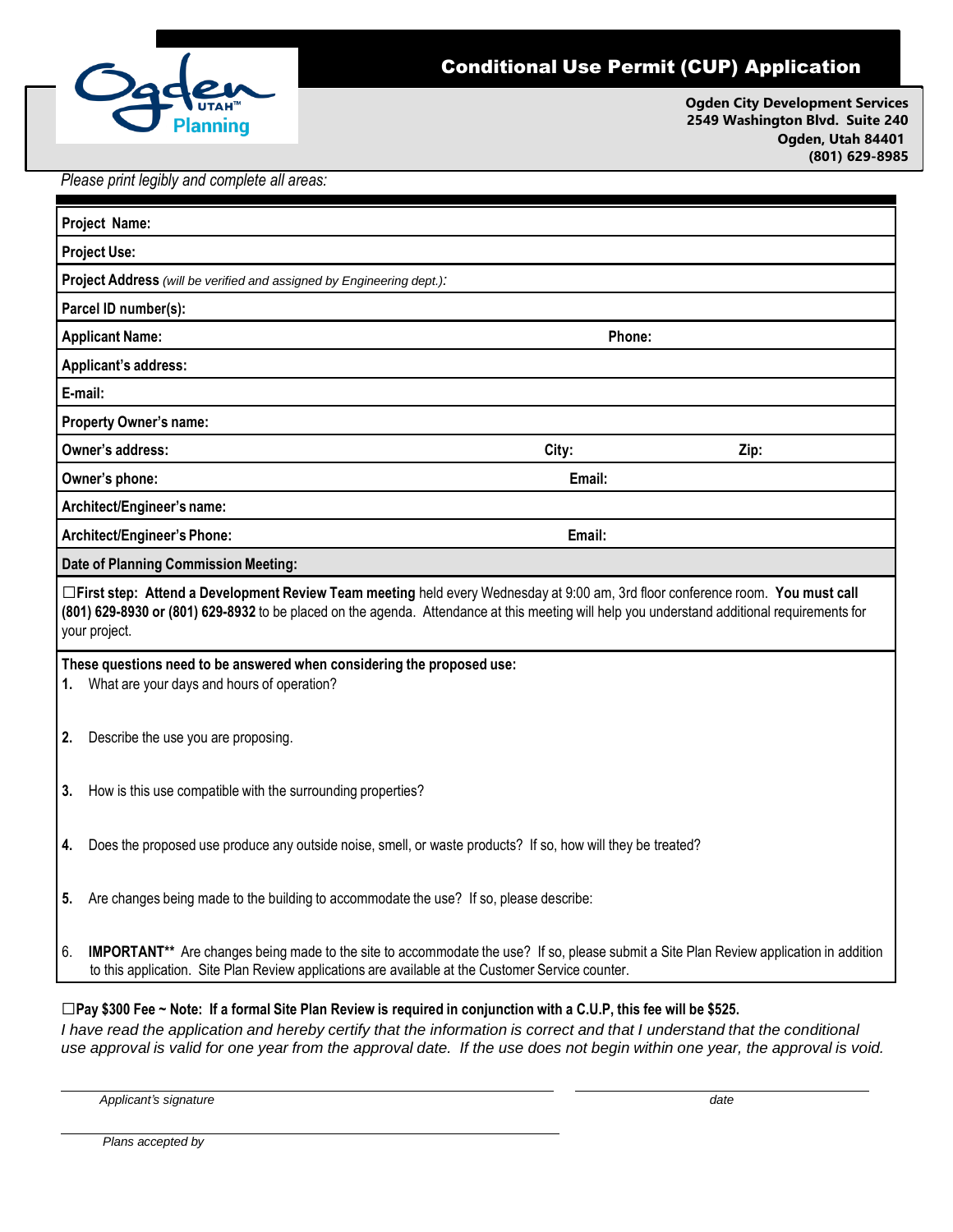# Conditional Use Permit (CUP) Application

**Ogden City Development Services**
**2549 Washington Blvd. Suite 240**
**Ogden, Utah 84401**
**(801) 629-8985**

*Please print legibly and complete all areas:*

| | | |
|---|---|---|
| **Project Name:** | | |
| **Project Use:** | | |
| **Project Address** *(will be verified and assigned by Engineering dept.):* | | |
| **Parcel ID number(s):** | | |
| **Applicant Name:** | **Phone:** | |
| **Applicant's address:** | | |
| **E-mail:** | | |
| **Property Owner's name:** | | |
| **Owner's address:** | **City:** | **Zip:** |
| **Owner's phone:** | **Email:** | |
| **Architect/Engineer's name:** | | |
| **Architect/Engineer's Phone:** | **Email:** | |
| **Date of Planning Commission Meeting:** | | |

☐**First step: Attend a Development Review Team meeting** held every Wednesday at 9:00 am, 3rd floor conference room. **You must call (801) 629-8930 or (801) 629-8932** to be placed on the agenda. Attendance at this meeting will help you understand additional requirements for your project.

**These questions need to be answered when considering the proposed use:**

1. What are your days and hours of operation?
2. Describe the use you are proposing.
3. How is this use compatible with the surrounding properties?
4. Does the proposed use produce any outside noise, smell, or waste products? If so, how will they be treated?
5. Are changes being made to the building to accommodate the use? If so, please describe:
6. **IMPORTANT\*\*** Are changes being made to the site to accommodate the use? If so, please submit a Site Plan Review application in addition to this application. Site Plan Review applications are available at the Customer Service counter.

☐**Pay $300 Fee ~ Note: If a formal Site Plan Review is required in conjunction with a C.U.P, this fee will be $525.**

*I have read the application and hereby certify that the information is correct and that I understand that the conditional use approval is valid for one year from the approval date. If the use does not begin within one year, the approval is void.*

_______________________________ _______________
*Applicant's signature* *date*

_______________________________
*Plans accepted by*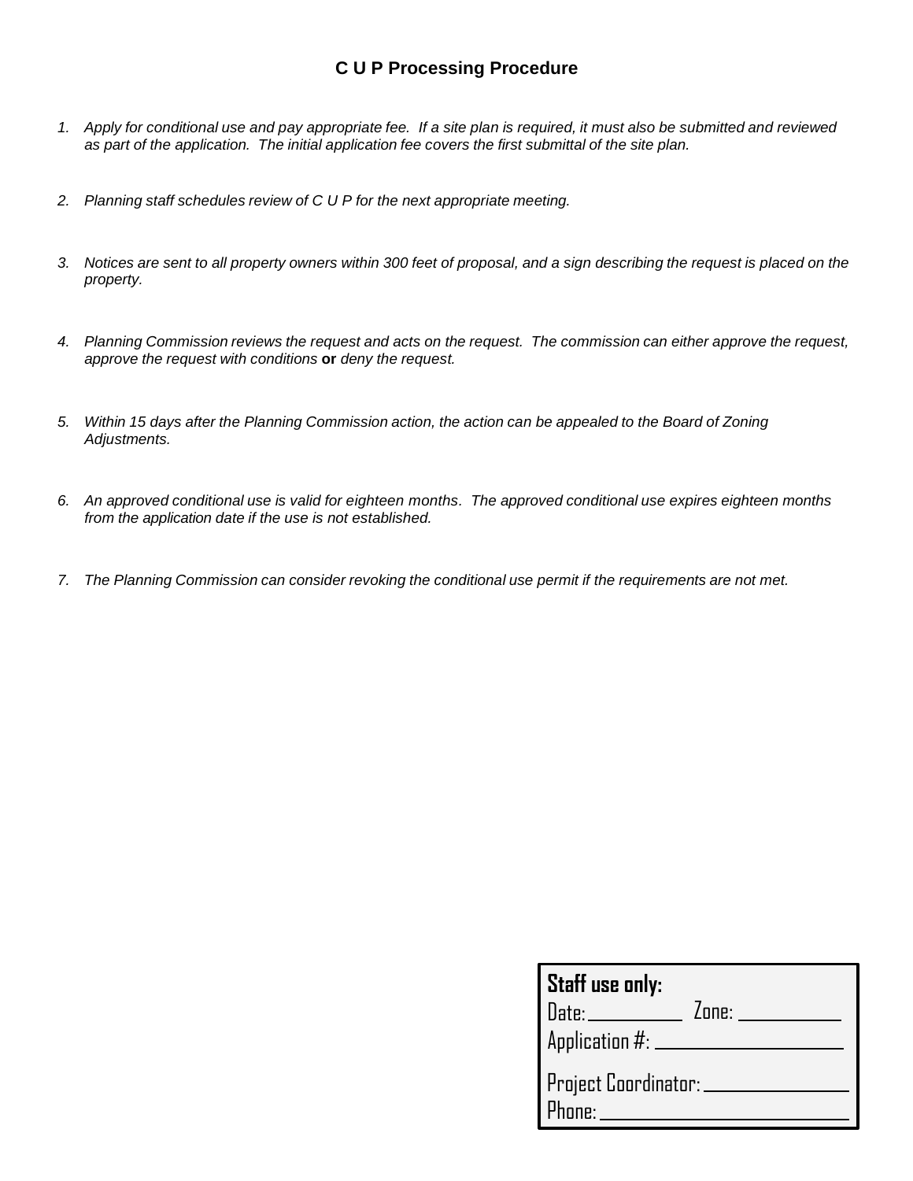## C U P Processing Procedure

1. *Apply for conditional use and pay appropriate fee. If a site plan is required, it must also be submitted and reviewed as part of the application. The initial application fee covers the first submittal of the site plan.*

2. *Planning staff schedules review of C U P for the next appropriate meeting.*

3. *Notices are sent to all property owners within 300 feet of proposal, and a sign describing the request is placed on the property.*

4. *Planning Commission reviews the request and acts on the request. The commission can either approve the request, approve the request with conditions* **or** *deny the request.*

5. *Within 15 days after the Planning Commission action, the action can be appealed to the Board of Zoning Adjustments.*

6. *An approved conditional use is valid for eighteen months. The approved conditional use expires eighteen months from the application date if the use is not established.*

7. *The Planning Commission can consider revoking the conditional use permit if the requirements are not met.*

**Staff use only:**

Date: __________ Zone: __________

Application #: __________________

Project Coordinator: ______________

Phone: ______________________